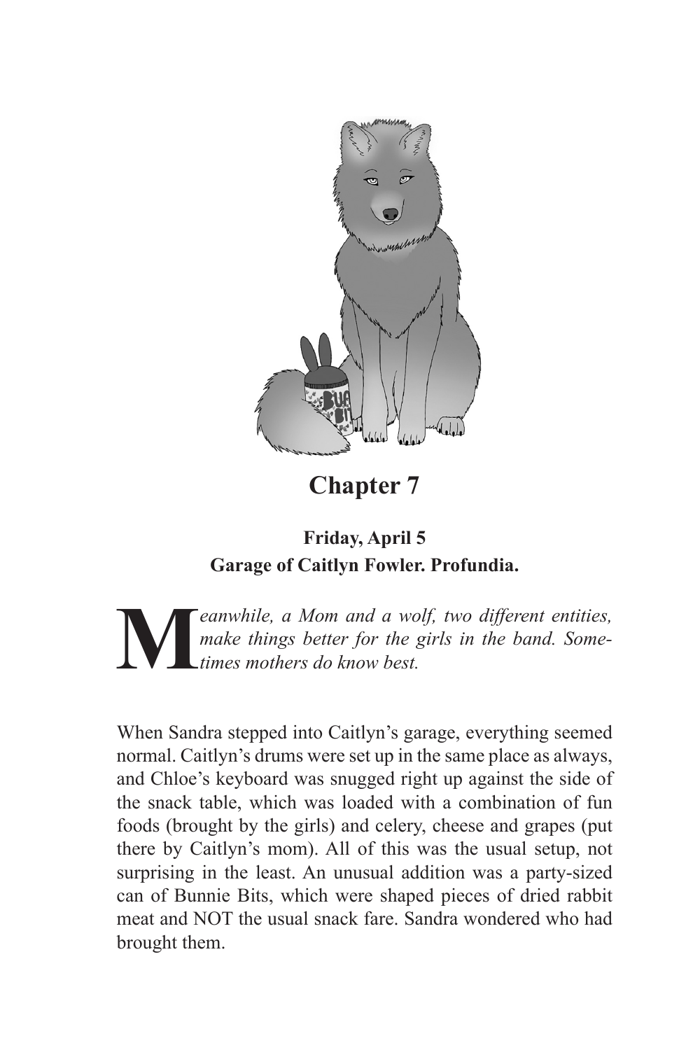# Chapter 7

**Friday, April 5**
**Garage of Caitlyn Fowler. Profundia.**

*Meanwhile, a Mom and a wolf, two different entities, make things better for the girls in the band. Sometimes mothers do know best.*

When Sandra stepped into Caitlyn's garage, everything seemed normal. Caitlyn's drums were set up in the same place as always, and Chloe's keyboard was snugged right up against the side of the snack table, which was loaded with a combination of fun foods (brought by the girls) and celery, cheese and grapes (put there by Caitlyn's mom). All of this was the usual setup, not surprising in the least. An unusual addition was a party-sized can of Bunnie Bits, which were shaped pieces of dried rabbit meat and NOT the usual snack fare. Sandra wondered who had brought them.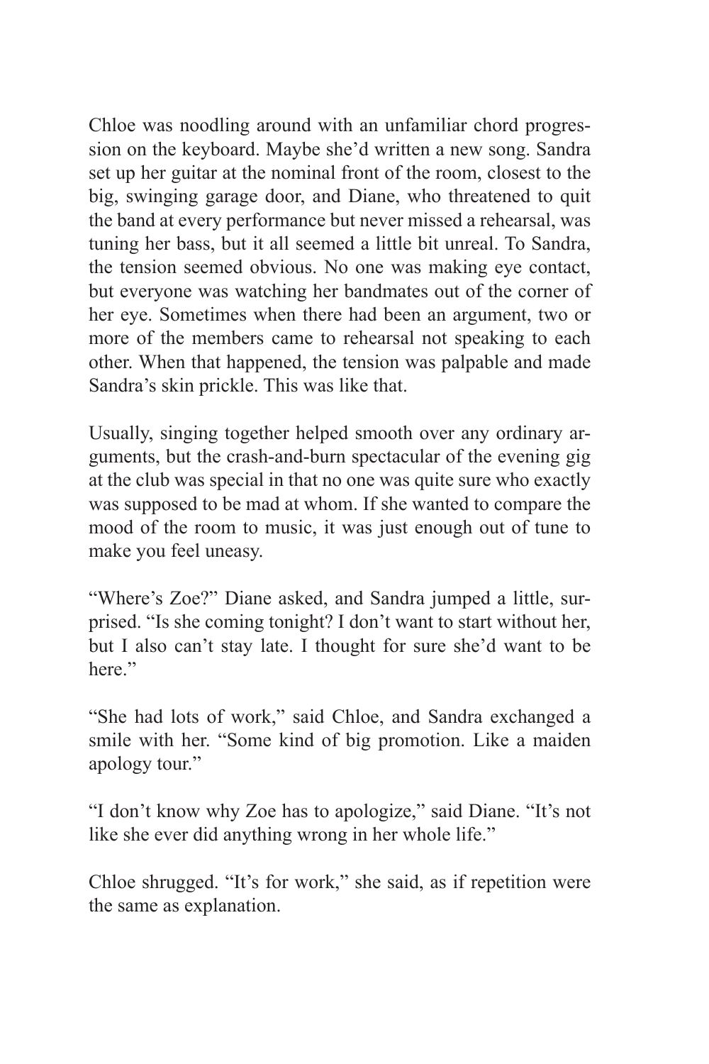Chloe was noodling around with an unfamiliar chord progression on the keyboard. Maybe she'd written a new song. Sandra set up her guitar at the nominal front of the room, closest to the big, swinging garage door, and Diane, who threatened to quit the band at every performance but never missed a rehearsal, was tuning her bass, but it all seemed a little bit unreal. To Sandra, the tension seemed obvious. No one was making eye contact, but everyone was watching her bandmates out of the corner of her eye. Sometimes when there had been an argument, two or more of the members came to rehearsal not speaking to each other. When that happened, the tension was palpable and made Sandra's skin prickle. This was like that.

Usually, singing together helped smooth over any ordinary arguments, but the crash-and-burn spectacular of the evening gig at the club was special in that no one was quite sure who exactly was supposed to be mad at whom. If she wanted to compare the mood of the room to music, it was just enough out of tune to make you feel uneasy.

"Where's Zoe?" Diane asked, and Sandra jumped a little, surprised. "Is she coming tonight? I don't want to start without her, but I also can't stay late. I thought for sure she'd want to be here."

"She had lots of work," said Chloe, and Sandra exchanged a smile with her. "Some kind of big promotion. Like a maiden apology tour."

"I don't know why Zoe has to apologize," said Diane. "It's not like she ever did anything wrong in her whole life."

Chloe shrugged. "It's for work," she said, as if repetition were the same as explanation.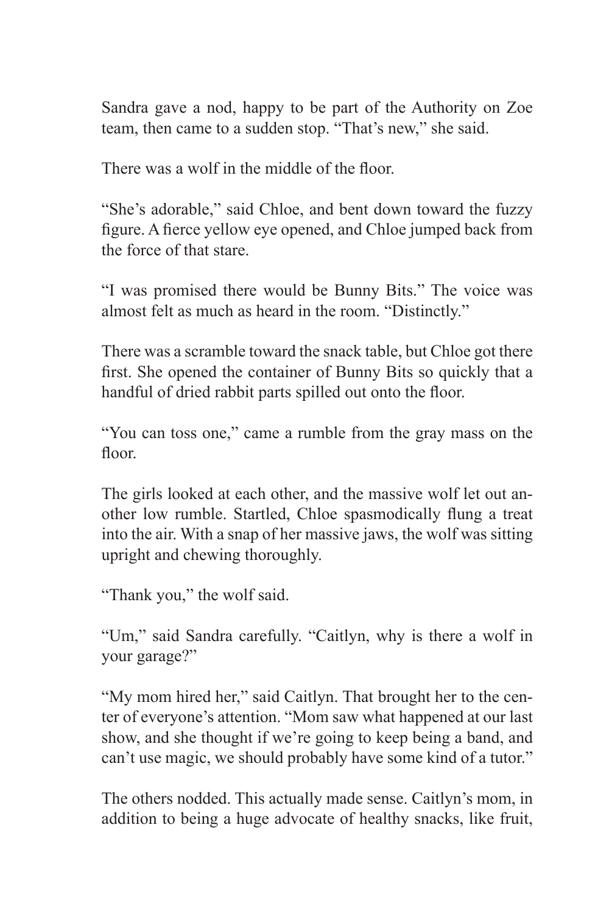Sandra gave a nod, happy to be part of the Authority on Zoe team, then came to a sudden stop. "That's new," she said.

There was a wolf in the middle of the floor.

"She's adorable," said Chloe, and bent down toward the fuzzy figure. A fierce yellow eye opened, and Chloe jumped back from the force of that stare.

"I was promised there would be Bunny Bits." The voice was almost felt as much as heard in the room. "Distinctly."

There was a scramble toward the snack table, but Chloe got there first. She opened the container of Bunny Bits so quickly that a handful of dried rabbit parts spilled out onto the floor.

"You can toss one," came a rumble from the gray mass on the floor.

The girls looked at each other, and the massive wolf let out another low rumble. Startled, Chloe spasmodically flung a treat into the air. With a snap of her massive jaws, the wolf was sitting upright and chewing thoroughly.

"Thank you," the wolf said.

"Um," said Sandra carefully. "Caitlyn, why is there a wolf in your garage?"

"My mom hired her," said Caitlyn. That brought her to the center of everyone's attention. "Mom saw what happened at our last show, and she thought if we're going to keep being a band, and can't use magic, we should probably have some kind of a tutor."

The others nodded. This actually made sense. Caitlyn's mom, in addition to being a huge advocate of healthy snacks, like fruit,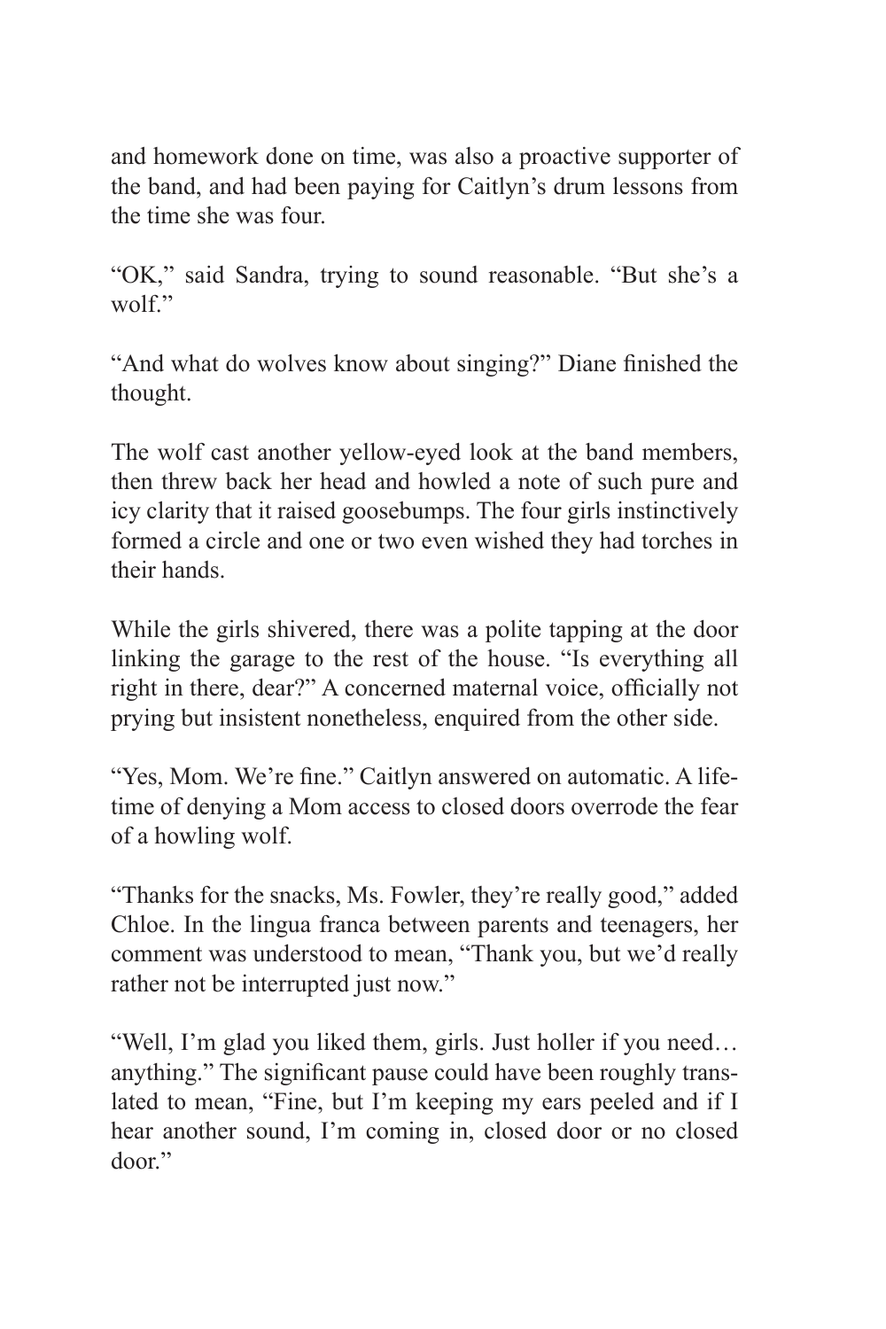and homework done on time, was also a proactive supporter of the band, and had been paying for Caitlyn's drum lessons from the time she was four.

"OK," said Sandra, trying to sound reasonable. "But she's a wolf."

"And what do wolves know about singing?" Diane finished the thought.

The wolf cast another yellow-eyed look at the band members, then threw back her head and howled a note of such pure and icy clarity that it raised goosebumps. The four girls instinctively formed a circle and one or two even wished they had torches in their hands.

While the girls shivered, there was a polite tapping at the door linking the garage to the rest of the house. "Is everything all right in there, dear?" A concerned maternal voice, officially not prying but insistent nonetheless, enquired from the other side.

"Yes, Mom. We're fine." Caitlyn answered on automatic. A lifetime of denying a Mom access to closed doors overrode the fear of a howling wolf.

"Thanks for the snacks, Ms. Fowler, they're really good," added Chloe. In the lingua franca between parents and teenagers, her comment was understood to mean, "Thank you, but we'd really rather not be interrupted just now."

"Well, I'm glad you liked them, girls. Just holler if you need… anything." The significant pause could have been roughly translated to mean, "Fine, but I'm keeping my ears peeled and if I hear another sound, I'm coming in, closed door or no closed door."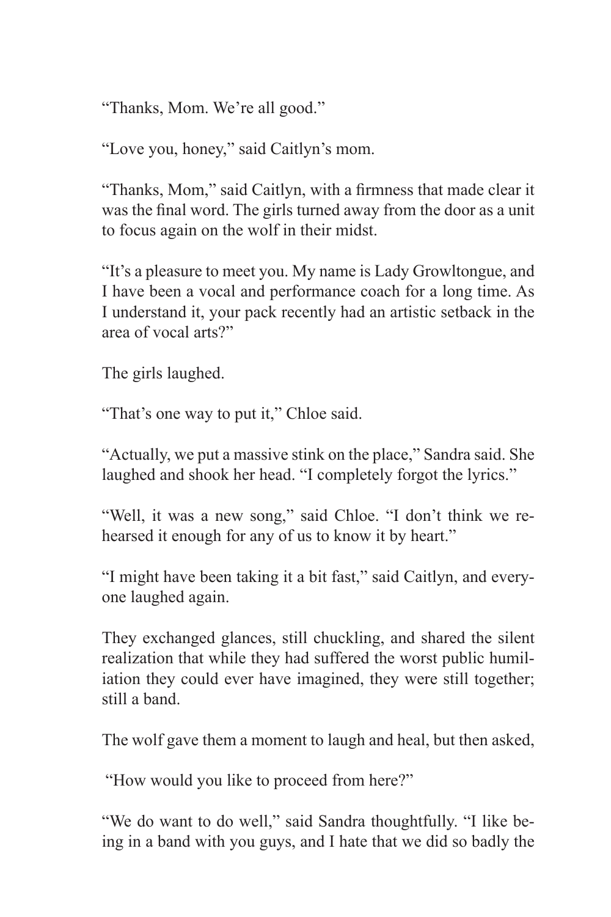"Thanks, Mom. We're all good."

"Love you, honey," said Caitlyn's mom.

"Thanks, Mom," said Caitlyn, with a firmness that made clear it was the final word. The girls turned away from the door as a unit to focus again on the wolf in their midst.

"It's a pleasure to meet you. My name is Lady Growltongue, and I have been a vocal and performance coach for a long time. As I understand it, your pack recently had an artistic setback in the area of vocal arts?"

The girls laughed.

"That's one way to put it," Chloe said.

"Actually, we put a massive stink on the place," Sandra said. She laughed and shook her head. "I completely forgot the lyrics."

"Well, it was a new song," said Chloe. "I don't think we rehearsed it enough for any of us to know it by heart."

"I might have been taking it a bit fast," said Caitlyn, and everyone laughed again.

They exchanged glances, still chuckling, and shared the silent realization that while they had suffered the worst public humiliation they could ever have imagined, they were still together; still a band.

The wolf gave them a moment to laugh and heal, but then asked,

"How would you like to proceed from here?"

"We do want to do well," said Sandra thoughtfully. "I like being in a band with you guys, and I hate that we did so badly the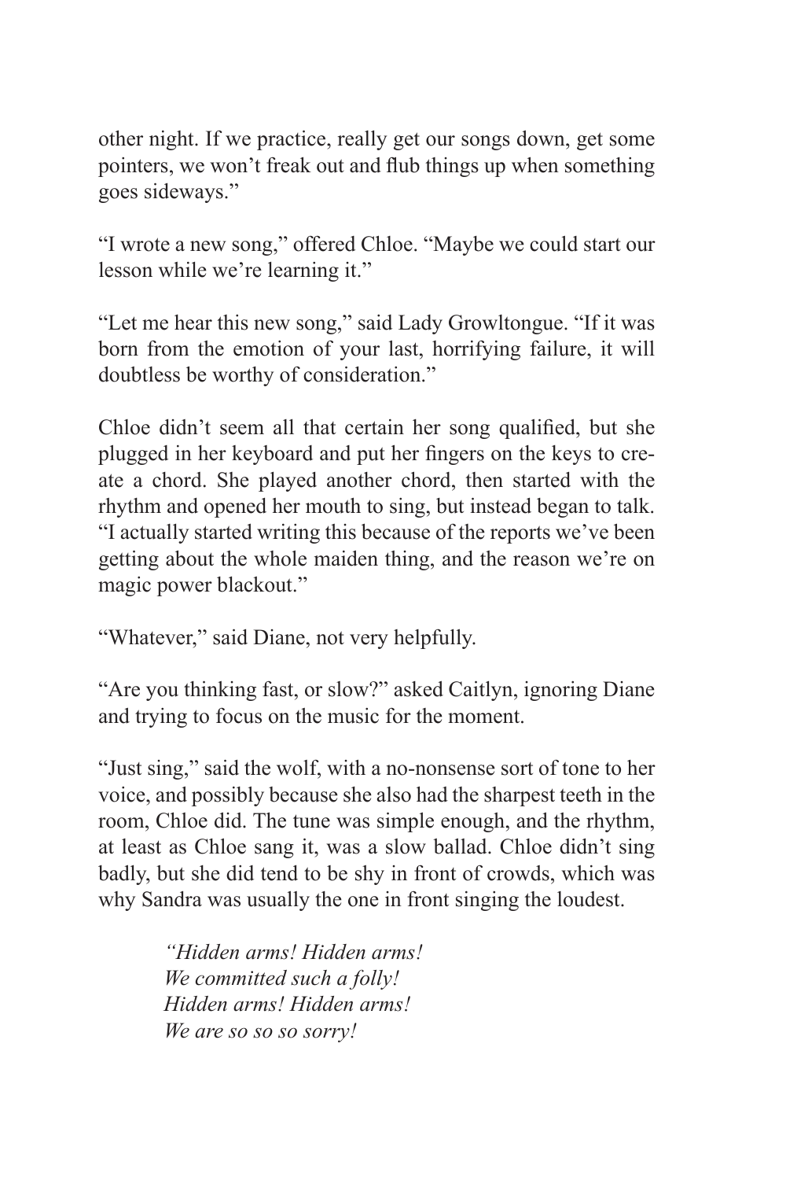other night. If we practice, really get our songs down, get some pointers, we won't freak out and flub things up when something goes sideways."

"I wrote a new song," offered Chloe. "Maybe we could start our lesson while we're learning it."

"Let me hear this new song," said Lady Growltongue. "If it was born from the emotion of your last, horrifying failure, it will doubtless be worthy of consideration."

Chloe didn't seem all that certain her song qualified, but she plugged in her keyboard and put her fingers on the keys to create a chord. She played another chord, then started with the rhythm and opened her mouth to sing, but instead began to talk. "I actually started writing this because of the reports we've been getting about the whole maiden thing, and the reason we're on magic power blackout."

"Whatever," said Diane, not very helpfully.

"Are you thinking fast, or slow?" asked Caitlyn, ignoring Diane and trying to focus on the music for the moment.

"Just sing," said the wolf, with a no-nonsense sort of tone to her voice, and possibly because she also had the sharpest teeth in the room, Chloe did. The tune was simple enough, and the rhythm, at least as Chloe sang it, was a slow ballad. Chloe didn't sing badly, but she did tend to be shy in front of crowds, which was why Sandra was usually the one in front singing the loudest.

> *"Hidden arms! Hidden arms!*
> *We committed such a folly!*
> *Hidden arms! Hidden arms!*
> *We are so so so sorry!*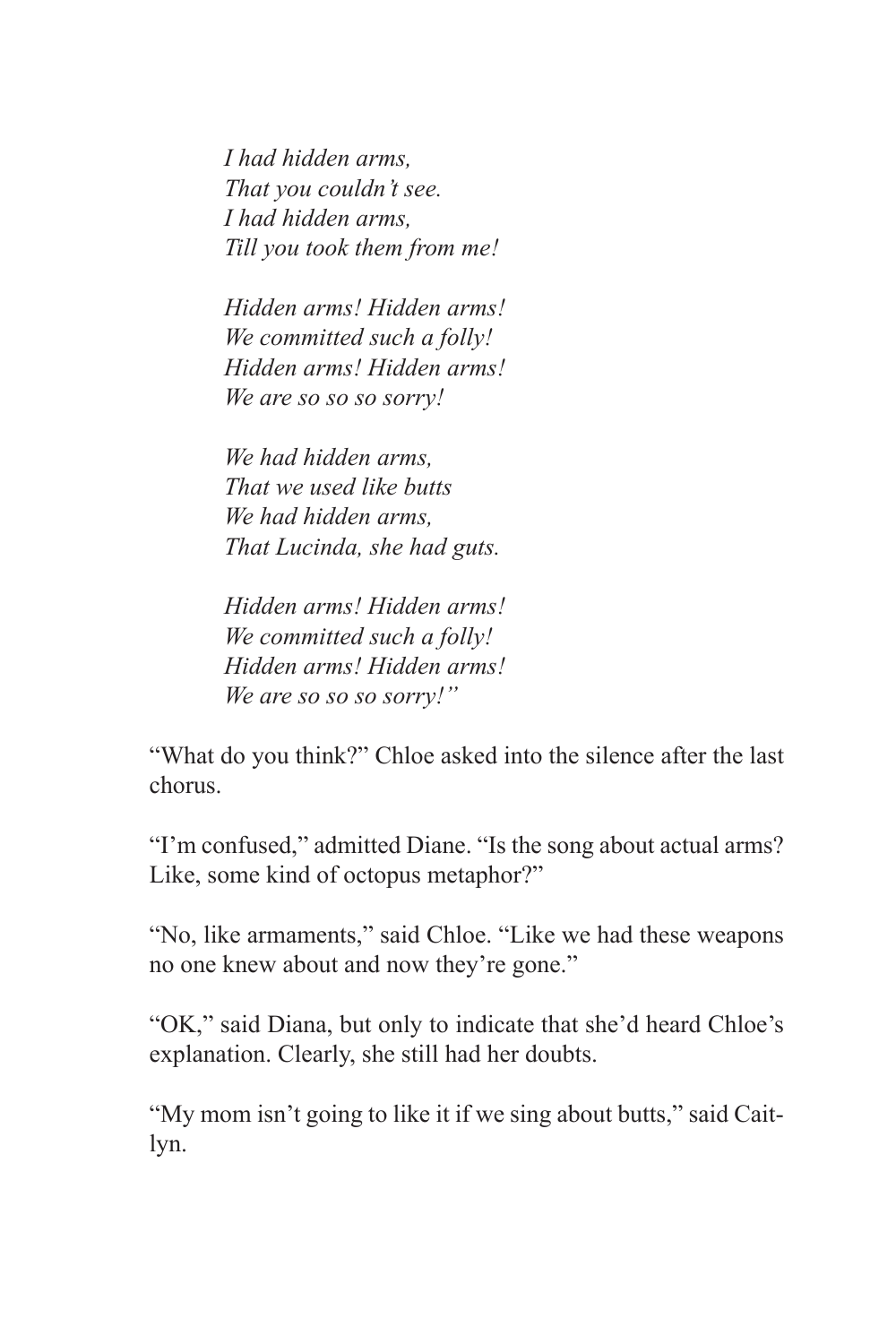*I had hidden arms,*
*That you couldn't see.*
*I had hidden arms,*
*Till you took them from me!*

*Hidden arms! Hidden arms!*
*We committed such a folly!*
*Hidden arms! Hidden arms!*
*We are so so so sorry!*

*We had hidden arms,*
*That we used like butts*
*We had hidden arms,*
*That Lucinda, she had guts.*

*Hidden arms! Hidden arms!*
*We committed such a folly!*
*Hidden arms! Hidden arms!*
*We are so so so sorry!"*

"What do you think?" Chloe asked into the silence after the last chorus.

"I'm confused," admitted Diane. "Is the song about actual arms? Like, some kind of octopus metaphor?"

"No, like armaments," said Chloe. "Like we had these weapons no one knew about and now they're gone."

"OK," said Diana, but only to indicate that she'd heard Chloe's explanation. Clearly, she still had her doubts.

"My mom isn't going to like it if we sing about butts," said Caitlyn.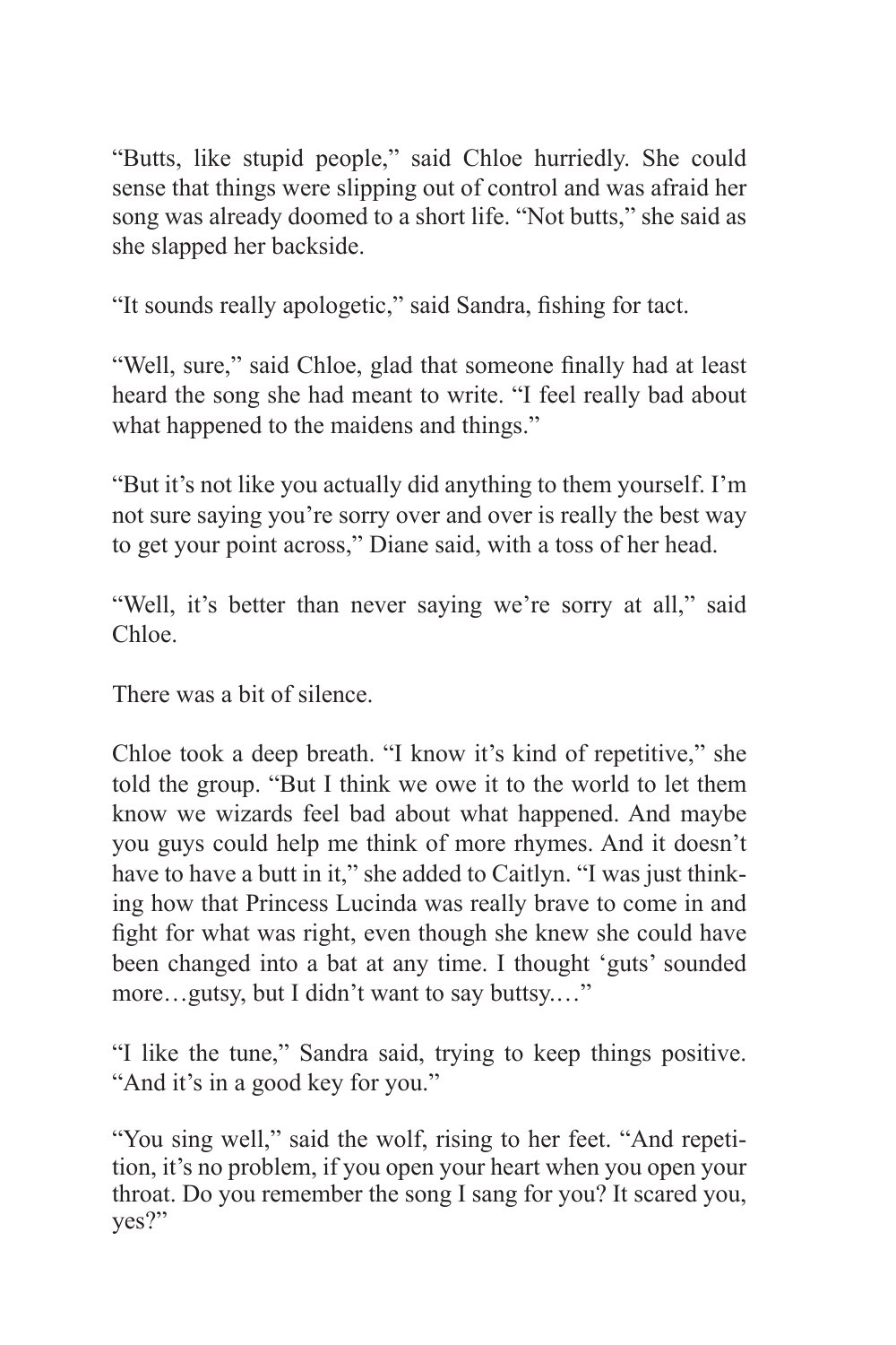"Butts, like stupid people," said Chloe hurriedly. She could sense that things were slipping out of control and was afraid her song was already doomed to a short life. "Not butts," she said as she slapped her backside.

"It sounds really apologetic," said Sandra, fishing for tact.

"Well, sure," said Chloe, glad that someone finally had at least heard the song she had meant to write. "I feel really bad about what happened to the maidens and things."

"But it's not like you actually did anything to them yourself. I'm not sure saying you're sorry over and over is really the best way to get your point across," Diane said, with a toss of her head.

"Well, it's better than never saying we're sorry at all," said Chloe.

There was a bit of silence.

Chloe took a deep breath. "I know it's kind of repetitive," she told the group. "But I think we owe it to the world to let them know we wizards feel bad about what happened. And maybe you guys could help me think of more rhymes. And it doesn't have to have a butt in it," she added to Caitlyn. "I was just thinking how that Princess Lucinda was really brave to come in and fight for what was right, even though she knew she could have been changed into a bat at any time. I thought 'guts' sounded more…gutsy, but I didn't want to say buttsy.…"

"I like the tune," Sandra said, trying to keep things positive. "And it's in a good key for you."

"You sing well," said the wolf, rising to her feet. "And repetition, it's no problem, if you open your heart when you open your throat. Do you remember the song I sang for you? It scared you, yes?"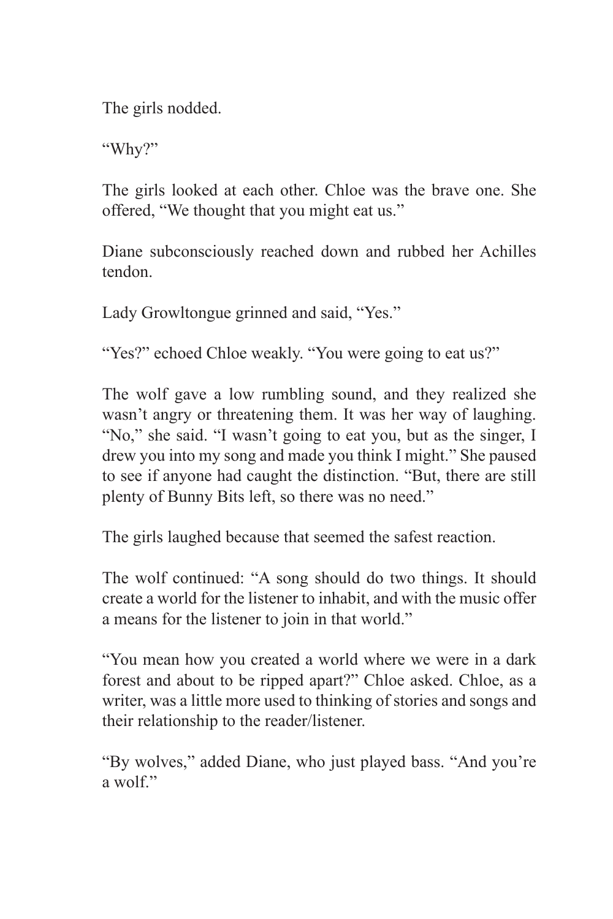The girls nodded.

"Why?"

The girls looked at each other. Chloe was the brave one. She offered, "We thought that you might eat us."

Diane subconsciously reached down and rubbed her Achilles tendon.

Lady Growltongue grinned and said, "Yes."

"Yes?" echoed Chloe weakly. "You were going to eat us?"

The wolf gave a low rumbling sound, and they realized she wasn't angry or threatening them. It was her way of laughing. "No," she said. "I wasn't going to eat you, but as the singer, I drew you into my song and made you think I might." She paused to see if anyone had caught the distinction. "But, there are still plenty of Bunny Bits left, so there was no need."

The girls laughed because that seemed the safest reaction.

The wolf continued: "A song should do two things. It should create a world for the listener to inhabit, and with the music offer a means for the listener to join in that world."

"You mean how you created a world where we were in a dark forest and about to be ripped apart?" Chloe asked. Chloe, as a writer, was a little more used to thinking of stories and songs and their relationship to the reader/listener.

"By wolves," added Diane, who just played bass. "And you're a wolf."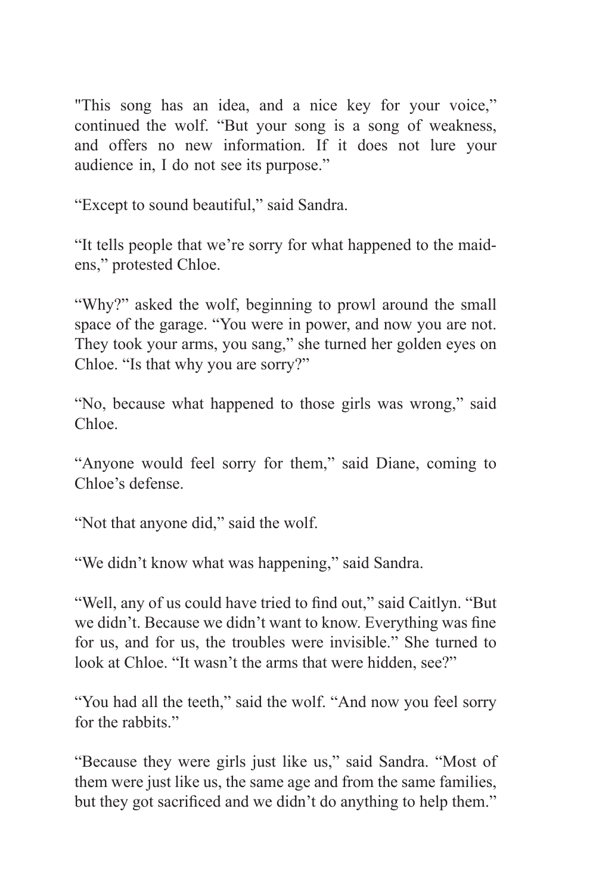"This song has an idea, and a nice key for your voice," continued the wolf. "But your song is a song of weakness, and offers no new information. If it does not lure your audience in, I do not see its purpose."

"Except to sound beautiful," said Sandra.

"It tells people that we're sorry for what happened to the maidens," protested Chloe.

"Why?" asked the wolf, beginning to prowl around the small space of the garage. "You were in power, and now you are not. They took your arms, you sang," she turned her golden eyes on Chloe. "Is that why you are sorry?"

"No, because what happened to those girls was wrong," said Chloe.

"Anyone would feel sorry for them," said Diane, coming to Chloe's defense.

"Not that anyone did," said the wolf.

"We didn't know what was happening," said Sandra.

"Well, any of us could have tried to find out," said Caitlyn. "But we didn't. Because we didn't want to know. Everything was fine for us, and for us, the troubles were invisible." She turned to look at Chloe. "It wasn't the arms that were hidden, see?"

"You had all the teeth," said the wolf. "And now you feel sorry for the rabbits."

"Because they were girls just like us," said Sandra. "Most of them were just like us, the same age and from the same families, but they got sacrificed and we didn't do anything to help them."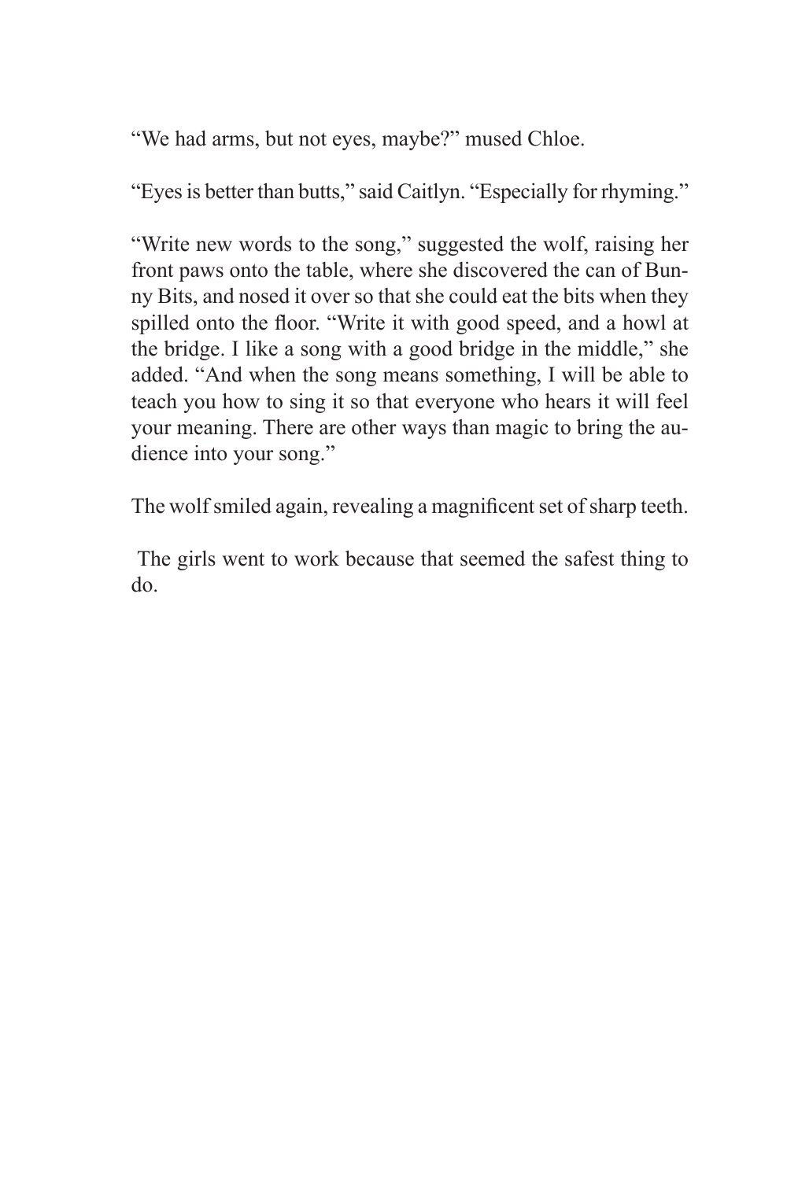"We had arms, but not eyes, maybe?" mused Chloe.

"Eyes is better than butts," said Caitlyn. "Especially for rhyming."

"Write new words to the song," suggested the wolf, raising her front paws onto the table, where she discovered the can of Bunny Bits, and nosed it over so that she could eat the bits when they spilled onto the floor. "Write it with good speed, and a howl at the bridge. I like a song with a good bridge in the middle," she added. "And when the song means something, I will be able to teach you how to sing it so that everyone who hears it will feel your meaning. There are other ways than magic to bring the audience into your song."

The wolf smiled again, revealing a magnificent set of sharp teeth.

The girls went to work because that seemed the safest thing to do.